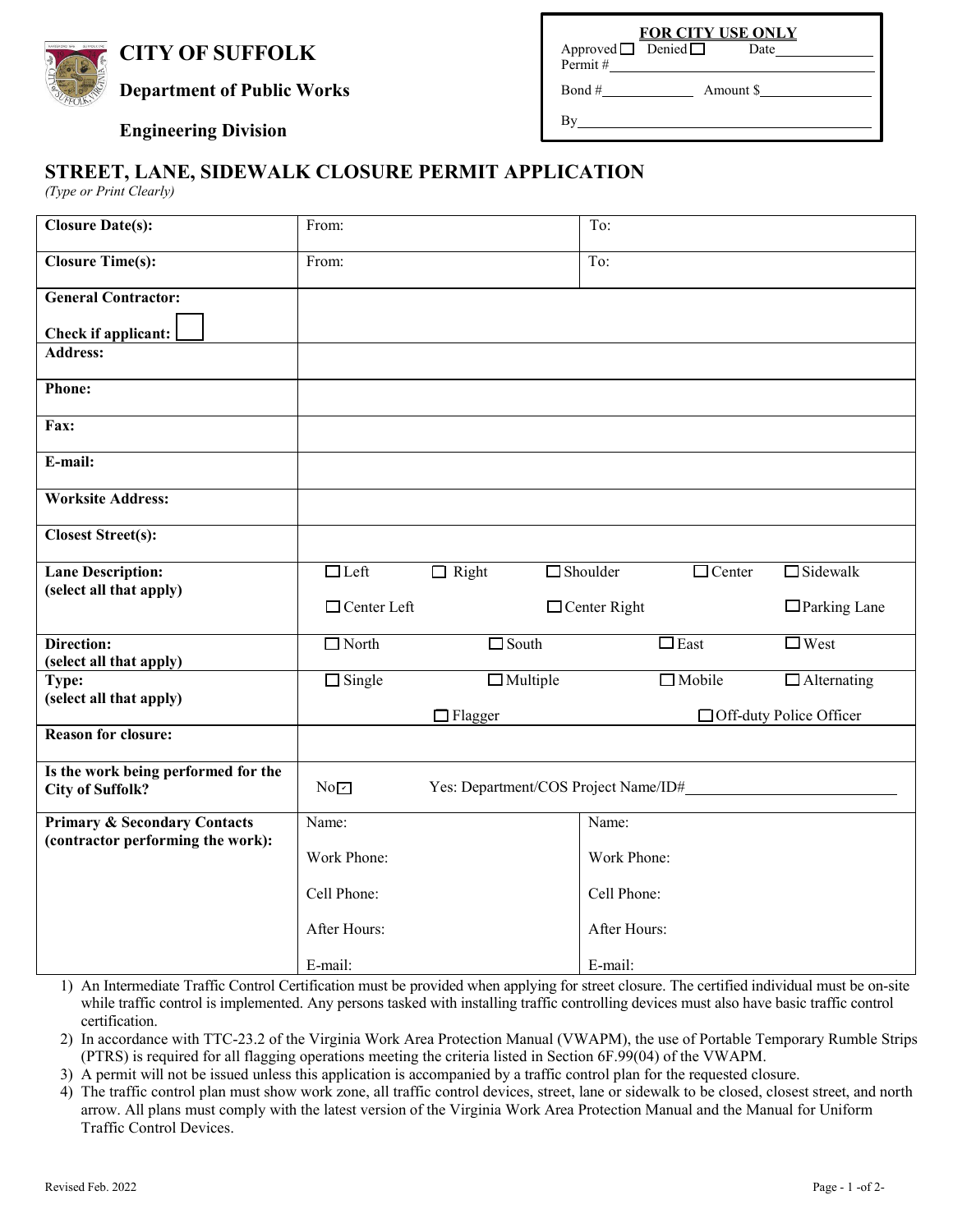**CITY OF SUFFOLK**

**Department of Public Works**

**Engineering Division**

| **FOR CITY USE ONLY** | |
|---|---|
| Approved ☐ Denied ☐ | Date ______ |
| Permit # ______ | |
| Bond # ______ | Amount $ ______ |
| By ______ | |

## STREET, LANE, SIDEWALK CLOSURE PERMIT APPLICATION

*(Type or Print Clearly)*

| | | | | | |
|---|---|---|---|---|---|
| **Closure Date(s):** | From: | | To: | | |
| **Closure Time(s):** | From: | | To: | | |
| **General Contractor:**<br>**Check if applicant:** ☐ | | | | | |
| **Address:** | | | | | |
| **Phone:** | | | | | |
| **Fax:** | | | | | |
| **E-mail:** | | | | | |
| **Worksite Address:** | | | | | |
| **Closest Street(s):** | | | | | |
| **Lane Description:**<br>**(select all that apply)** | ☐ Left<br>☐ Center Left | ☐ Right | ☐ Shoulder<br>☐ Center Right | ☐ Center | ☐ Sidewalk<br>☐ Parking Lane |
| **Direction:**<br>**(select all that apply)** | ☐ North | ☐ South | ☐ East | | ☐ West |
| **Type:**<br>**(select all that apply)** | ☐ Single | ☐ Multiple<br>☐ Flagger | ☐ Mobile<br>☐ Off-duty Police Officer | | ☐ Alternating |
| **Reason for closure:** | | | | | |
| **Is the work being performed for the City of Suffolk?** | No ☑ | Yes: Department/COS Project Name/ID# ______ | | | |
| **Primary & Secondary Contacts (contractor performing the work):** | Name:<br>Work Phone:<br>Cell Phone:<br>After Hours:<br>E-mail: | | Name:<br>Work Phone:<br>Cell Phone:<br>After Hours:<br>E-mail: | | |

1) An Intermediate Traffic Control Certification must be provided when applying for street closure. The certified individual must be on-site while traffic control is implemented. Any persons tasked with installing traffic controlling devices must also have basic traffic control certification.
2) In accordance with TTC-23.2 of the Virginia Work Area Protection Manual (VWAPM), the use of Portable Temporary Rumble Strips (PTRS) is required for all flagging operations meeting the criteria listed in Section 6F.99(04) of the VWAPM.
3) A permit will not be issued unless this application is accompanied by a traffic control plan for the requested closure.
4) The traffic control plan must show work zone, all traffic control devices, street, lane or sidewalk to be closed, closest street, and north arrow. All plans must comply with the latest version of the Virginia Work Area Protection Manual and the Manual for Uniform Traffic Control Devices.

Revised Feb. 2022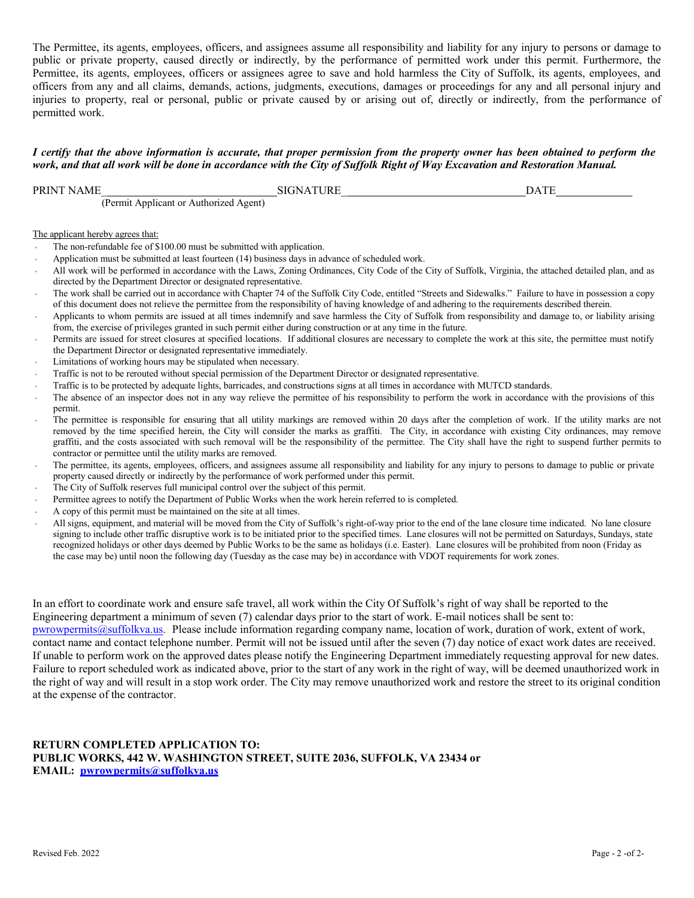The Permittee, its agents, employees, officers, and assignees assume all responsibility and liability for any injury to persons or damage to public or private property, caused directly or indirectly, by the performance of permitted work under this permit. Furthermore, the Permittee, its agents, employees, officers or assignees agree to save and hold harmless the City of Suffolk, its agents, employees, and officers from any and all claims, demands, actions, judgments, executions, damages or proceedings for any and all personal injury and injuries to property, real or personal, public or private caused by or arising out of, directly or indirectly, from the performance of permitted work.

***I certify that the above information is accurate, that proper permission from the property owner has been obtained to perform the work, and that all work will be done in accordance with the City of Suffolk Right of Way Excavation and Restoration Manual.***

PRINT NAME_______________________________ SIGNATURE_________________________________ DATE______________
(Permit Applicant or Authorized Agent)

The applicant hereby agrees that:

- The non-refundable fee of $100.00 must be submitted with application.
- Application must be submitted at least fourteen (14) business days in advance of scheduled work.
- All work will be performed in accordance with the Laws, Zoning Ordinances, City Code of the City of Suffolk, Virginia, the attached detailed plan, and as directed by the Department Director or designated representative.
- The work shall be carried out in accordance with Chapter 74 of the Suffolk City Code, entitled "Streets and Sidewalks." Failure to have in possession a copy of this document does not relieve the permittee from the responsibility of having knowledge of and adhering to the requirements described therein.
- Applicants to whom permits are issued at all times indemnify and save harmless the City of Suffolk from responsibility and damage to, or liability arising from, the exercise of privileges granted in such permit either during construction or at any time in the future.
- Permits are issued for street closures at specified locations. If additional closures are necessary to complete the work at this site, the permittee must notify the Department Director or designated representative immediately.
- Limitations of working hours may be stipulated when necessary.
- Traffic is not to be rerouted without special permission of the Department Director or designated representative.
- Traffic is to be protected by adequate lights, barricades, and constructions signs at all times in accordance with MUTCD standards.
- The absence of an inspector does not in any way relieve the permittee of his responsibility to perform the work in accordance with the provisions of this permit.
- The permittee is responsible for ensuring that all utility markings are removed within 20 days after the completion of work. If the utility marks are not removed by the time specified herein, the City will consider the marks as graffiti. The City, in accordance with existing City ordinances, may remove graffiti, and the costs associated with such removal will be the responsibility of the permittee. The City shall have the right to suspend further permits to contractor or permittee until the utility marks are removed.
- The permittee, its agents, employees, officers, and assignees assume all responsibility and liability for any injury to persons to damage to public or private property caused directly or indirectly by the performance of work performed under this permit.
- The City of Suffolk reserves full municipal control over the subject of this permit.
- Permittee agrees to notify the Department of Public Works when the work herein referred to is completed.
- A copy of this permit must be maintained on the site at all times.
- All signs, equipment, and material will be moved from the City of Suffolk's right-of-way prior to the end of the lane closure time indicated. No lane closure signing to include other traffic disruptive work is to be initiated prior to the specified times. Lane closures will not be permitted on Saturdays, Sundays, state recognized holidays or other days deemed by Public Works to be the same as holidays (i.e. Easter). Lane closures will be prohibited from noon (Friday as the case may be) until noon the following day (Tuesday as the case may be) in accordance with VDOT requirements for work zones.

In an effort to coordinate work and ensure safe travel, all work within the City Of Suffolk's right of way shall be reported to the Engineering department a minimum of seven (7) calendar days prior to the start of work. E-mail notices shall be sent to: pwrowpermits@suffolkva.us. Please include information regarding company name, location of work, duration of work, extent of work, contact name and contact telephone number. Permit will not be issued until after the seven (7) day notice of exact work dates are received. If unable to perform work on the approved dates please notify the Engineering Department immediately requesting approval for new dates. Failure to report scheduled work as indicated above, prior to the start of any work in the right of way, will be deemed unauthorized work in the right of way and will result in a stop work order. The City may remove unauthorized work and restore the street to its original condition at the expense of the contractor.

**RETURN COMPLETED APPLICATION TO:**
**PUBLIC WORKS, 442 W. WASHINGTON STREET, SUITE 2036, SUFFOLK, VA 23434 or**
**EMAIL: pwrowpermits@suffolkva.us**

Revised Feb. 2022